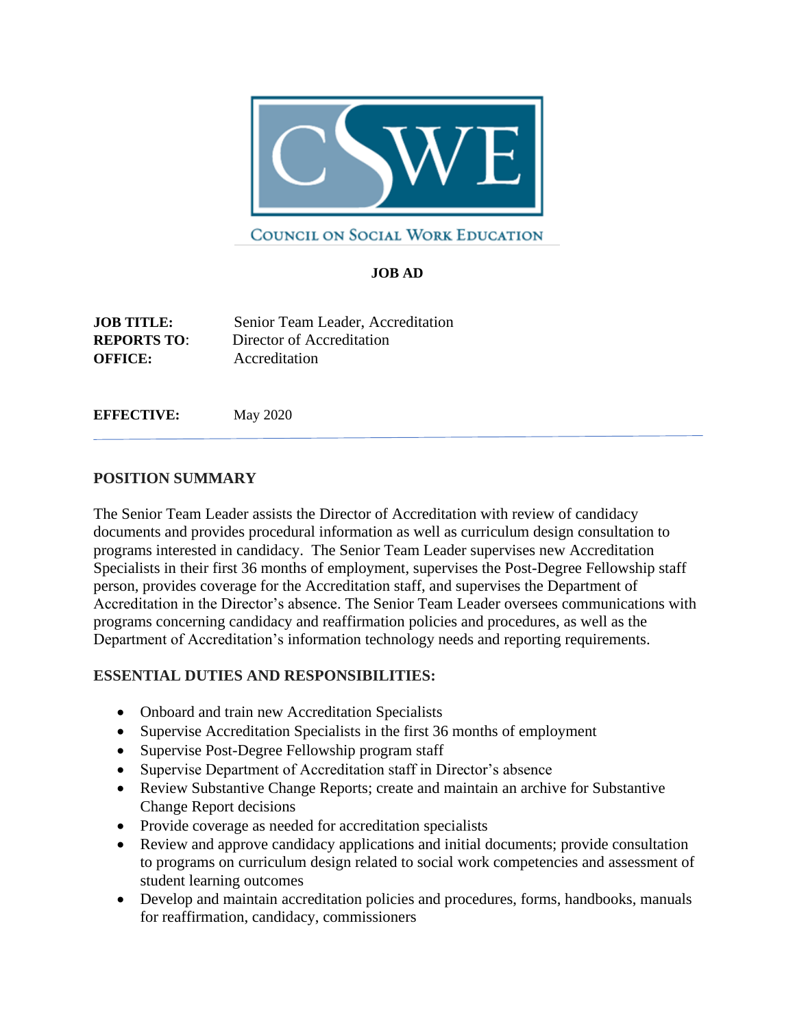COUNCIL ON SOCIAL WORK EDUCATION

**JOB AD**

**JOB TITLE:** Senior Team Leader, Accreditation
**REPORTS TO**: Director of Accreditation
**OFFICE:** Accreditation

**EFFECTIVE:** May 2020

---

## POSITION SUMMARY

The Senior Team Leader assists the Director of Accreditation with review of candidacy documents and provides procedural information as well as curriculum design consultation to programs interested in candidacy. The Senior Team Leader supervises new Accreditation Specialists in their first 36 months of employment, supervises the Post-Degree Fellowship staff person, provides coverage for the Accreditation staff, and supervises the Department of Accreditation in the Director's absence. The Senior Team Leader oversees communications with programs concerning candidacy and reaffirmation policies and procedures, as well as the Department of Accreditation's information technology needs and reporting requirements.

## ESSENTIAL DUTIES AND RESPONSIBILITIES:

- Onboard and train new Accreditation Specialists
- Supervise Accreditation Specialists in the first 36 months of employment
- Supervise Post-Degree Fellowship program staff
- Supervise Department of Accreditation staff in Director's absence
- Review Substantive Change Reports; create and maintain an archive for Substantive Change Report decisions
- Provide coverage as needed for accreditation specialists
- Review and approve candidacy applications and initial documents; provide consultation to programs on curriculum design related to social work competencies and assessment of student learning outcomes
- Develop and maintain accreditation policies and procedures, forms, handbooks, manuals for reaffirmation, candidacy, commissioners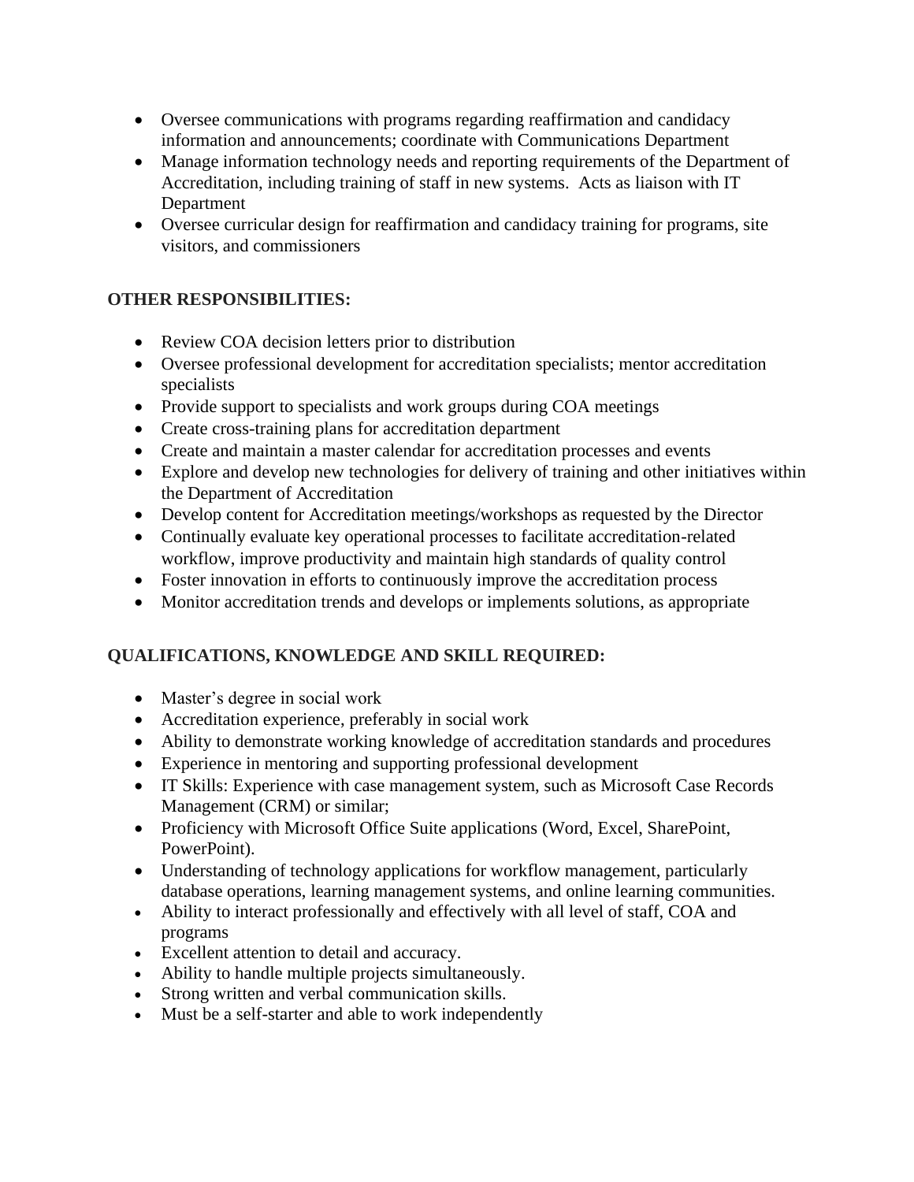- Oversee communications with programs regarding reaffirmation and candidacy information and announcements; coordinate with Communications Department
- Manage information technology needs and reporting requirements of the Department of Accreditation, including training of staff in new systems. Acts as liaison with IT Department
- Oversee curricular design for reaffirmation and candidacy training for programs, site visitors, and commissioners

**OTHER RESPONSIBILITIES:**

- Review COA decision letters prior to distribution
- Oversee professional development for accreditation specialists; mentor accreditation specialists
- Provide support to specialists and work groups during COA meetings
- Create cross-training plans for accreditation department
- Create and maintain a master calendar for accreditation processes and events
- Explore and develop new technologies for delivery of training and other initiatives within the Department of Accreditation
- Develop content for Accreditation meetings/workshops as requested by the Director
- Continually evaluate key operational processes to facilitate accreditation-related workflow, improve productivity and maintain high standards of quality control
- Foster innovation in efforts to continuously improve the accreditation process
- Monitor accreditation trends and develops or implements solutions, as appropriate

**QUALIFICATIONS, KNOWLEDGE AND SKILL REQUIRED:**

- Master's degree in social work
- Accreditation experience, preferably in social work
- Ability to demonstrate working knowledge of accreditation standards and procedures
- Experience in mentoring and supporting professional development
- IT Skills: Experience with case management system, such as Microsoft Case Records Management (CRM) or similar;
- Proficiency with Microsoft Office Suite applications (Word, Excel, SharePoint, PowerPoint).
- Understanding of technology applications for workflow management, particularly database operations, learning management systems, and online learning communities.
- Ability to interact professionally and effectively with all level of staff, COA and programs
- Excellent attention to detail and accuracy.
- Ability to handle multiple projects simultaneously.
- Strong written and verbal communication skills.
- Must be a self-starter and able to work independently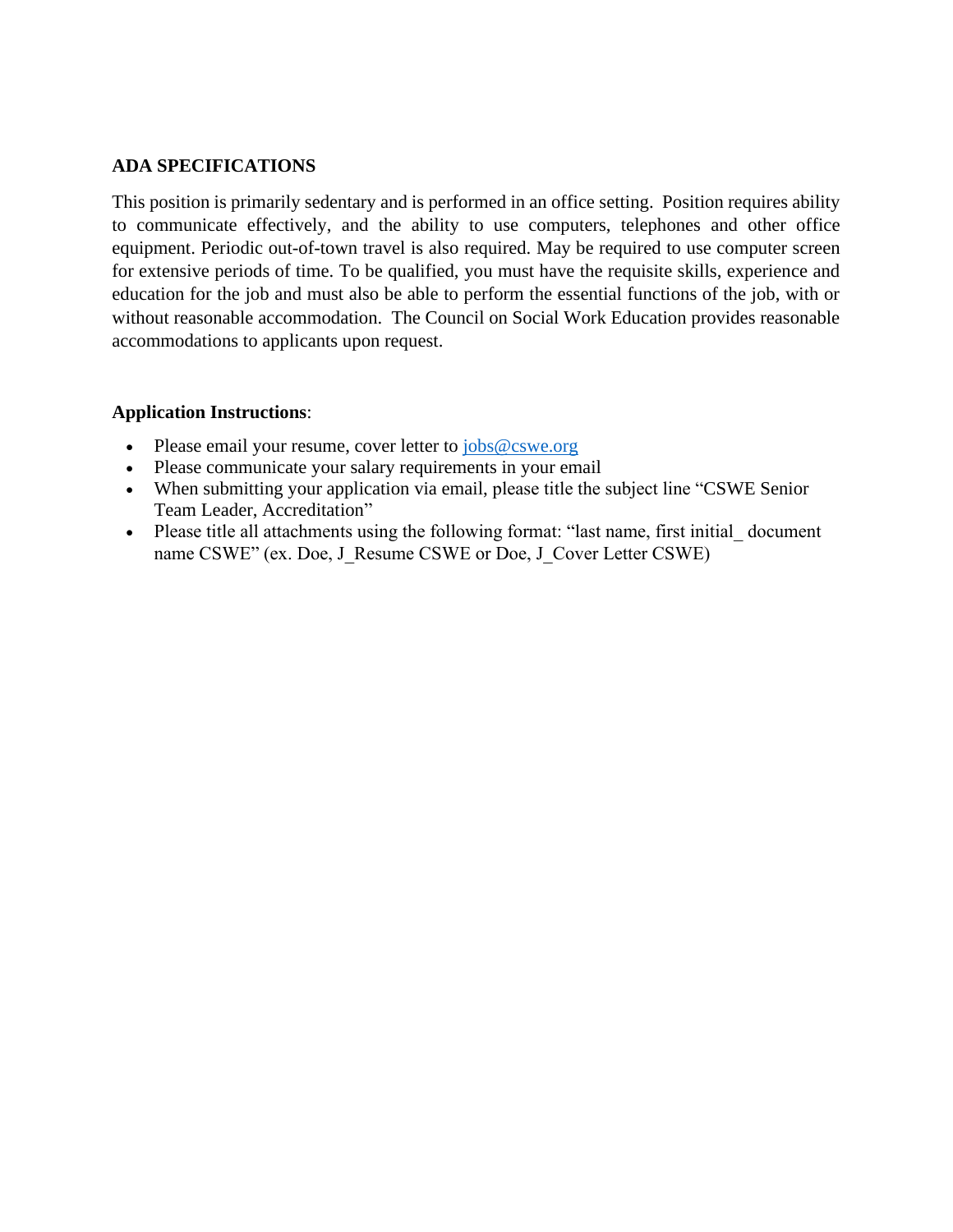**ADA SPECIFICATIONS**

This position is primarily sedentary and is performed in an office setting. Position requires ability to communicate effectively, and the ability to use computers, telephones and other office equipment. Periodic out-of-town travel is also required. May be required to use computer screen for extensive periods of time. To be qualified, you must have the requisite skills, experience and education for the job and must also be able to perform the essential functions of the job, with or without reasonable accommodation. The Council on Social Work Education provides reasonable accommodations to applicants upon request.

**Application Instructions**:

- Please email your resume, cover letter to jobs@cswe.org
- Please communicate your salary requirements in your email
- When submitting your application via email, please title the subject line "CSWE Senior Team Leader, Accreditation"
- Please title all attachments using the following format: "last name, first initial_ document name CSWE" (ex. Doe, J_Resume CSWE or Doe, J_Cover Letter CSWE)